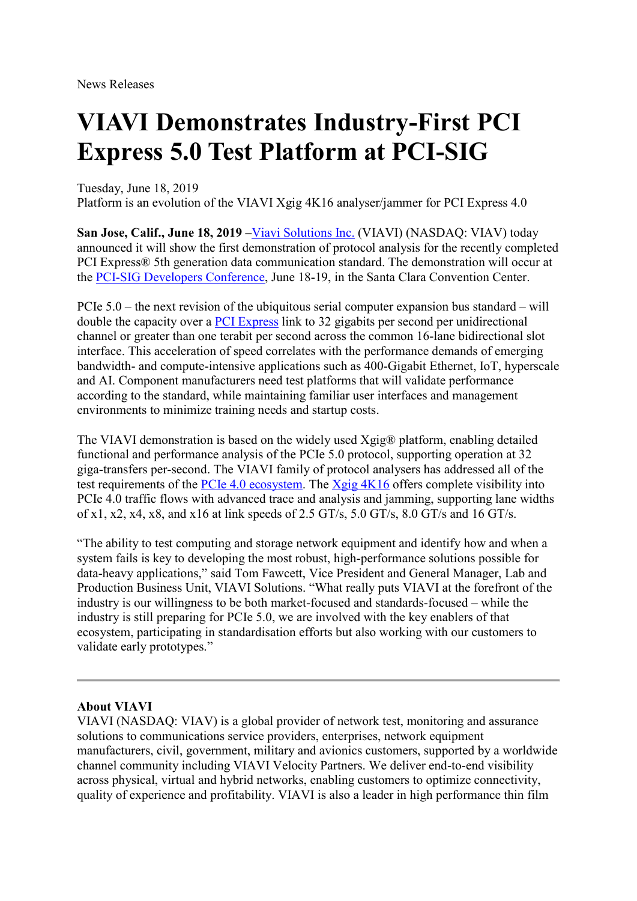News Releases

# VIAVI Demonstrates Industry-First PCI Express 5.0 Test Platform at PCI-SIG

Tuesday, June 18, 2019
Platform is an evolution of the VIAVI Xgig 4K16 analyser/jammer for PCI Express 4.0

**San Jose, Calif., June 18, 2019 –**Viavi Solutions Inc. (VIAVI) (NASDAQ: VIAV) today announced it will show the first demonstration of protocol analysis for the recently completed PCI Express® 5th generation data communication standard. The demonstration will occur at the PCI-SIG Developers Conference, June 18-19, in the Santa Clara Convention Center.

PCIe 5.0 – the next revision of the ubiquitous serial computer expansion bus standard – will double the capacity over a PCI Express link to 32 gigabits per second per unidirectional channel or greater than one terabit per second across the common 16-lane bidirectional slot interface. This acceleration of speed correlates with the performance demands of emerging bandwidth- and compute-intensive applications such as 400-Gigabit Ethernet, IoT, hyperscale and AI. Component manufacturers need test platforms that will validate performance according to the standard, while maintaining familiar user interfaces and management environments to minimize training needs and startup costs.

The VIAVI demonstration is based on the widely used Xgig® platform, enabling detailed functional and performance analysis of the PCIe 5.0 protocol, supporting operation at 32 giga-transfers per-second. The VIAVI family of protocol analysers has addressed all of the test requirements of the PCIe 4.0 ecosystem. The Xgig 4K16 offers complete visibility into PCIe 4.0 traffic flows with advanced trace and analysis and jamming, supporting lane widths of x1, x2, x4, x8, and x16 at link speeds of 2.5 GT/s, 5.0 GT/s, 8.0 GT/s and 16 GT/s.

"The ability to test computing and storage network equipment and identify how and when a system fails is key to developing the most robust, high-performance solutions possible for data-heavy applications," said Tom Fawcett, Vice President and General Manager, Lab and Production Business Unit, VIAVI Solutions. "What really puts VIAVI at the forefront of the industry is our willingness to be both market-focused and standards-focused – while the industry is still preparing for PCIe 5.0, we are involved with the key enablers of that ecosystem, participating in standardisation efforts but also working with our customers to validate early prototypes."

---

**About VIAVI**
VIAVI (NASDAQ: VIAV) is a global provider of network test, monitoring and assurance solutions to communications service providers, enterprises, network equipment manufacturers, civil, government, military and avionics customers, supported by a worldwide channel community including VIAVI Velocity Partners. We deliver end-to-end visibility across physical, virtual and hybrid networks, enabling customers to optimize connectivity, quality of experience and profitability. VIAVI is also a leader in high performance thin film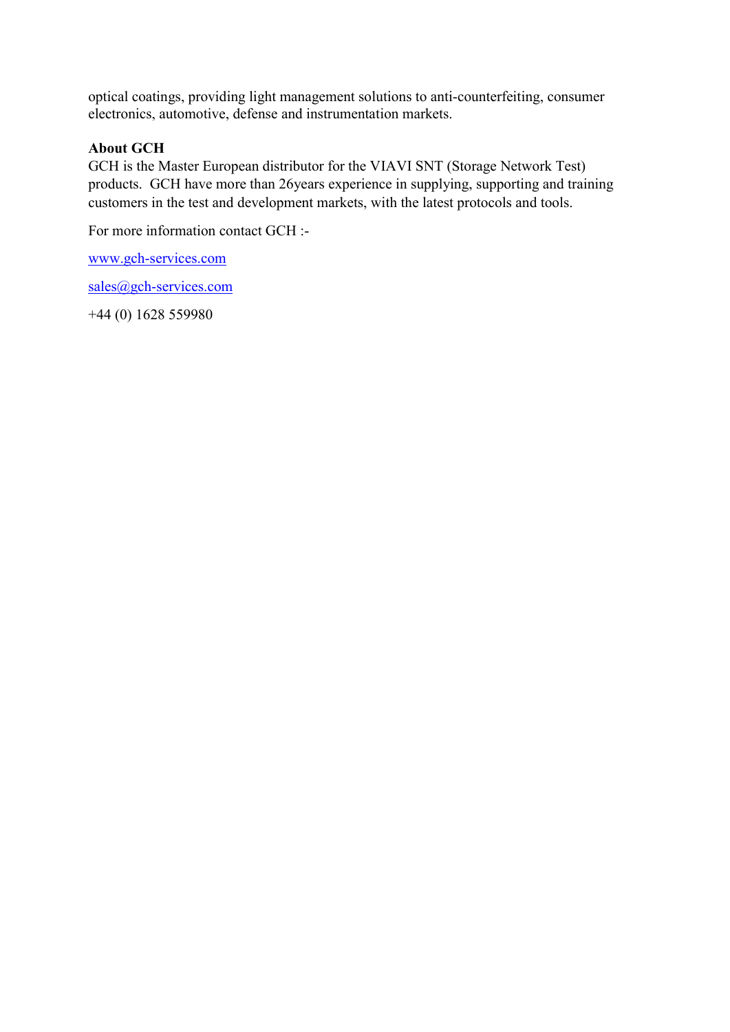optical coatings, providing light management solutions to anti-counterfeiting, consumer electronics, automotive, defense and instrumentation markets.

**About GCH**

GCH is the Master European distributor for the VIAVI SNT (Storage Network Test) products. GCH have more than 26years experience in supplying, supporting and training customers in the test and development markets, with the latest protocols and tools.

For more information contact GCH :-

www.gch-services.com

sales@gch-services.com

+44 (0) 1628 559980